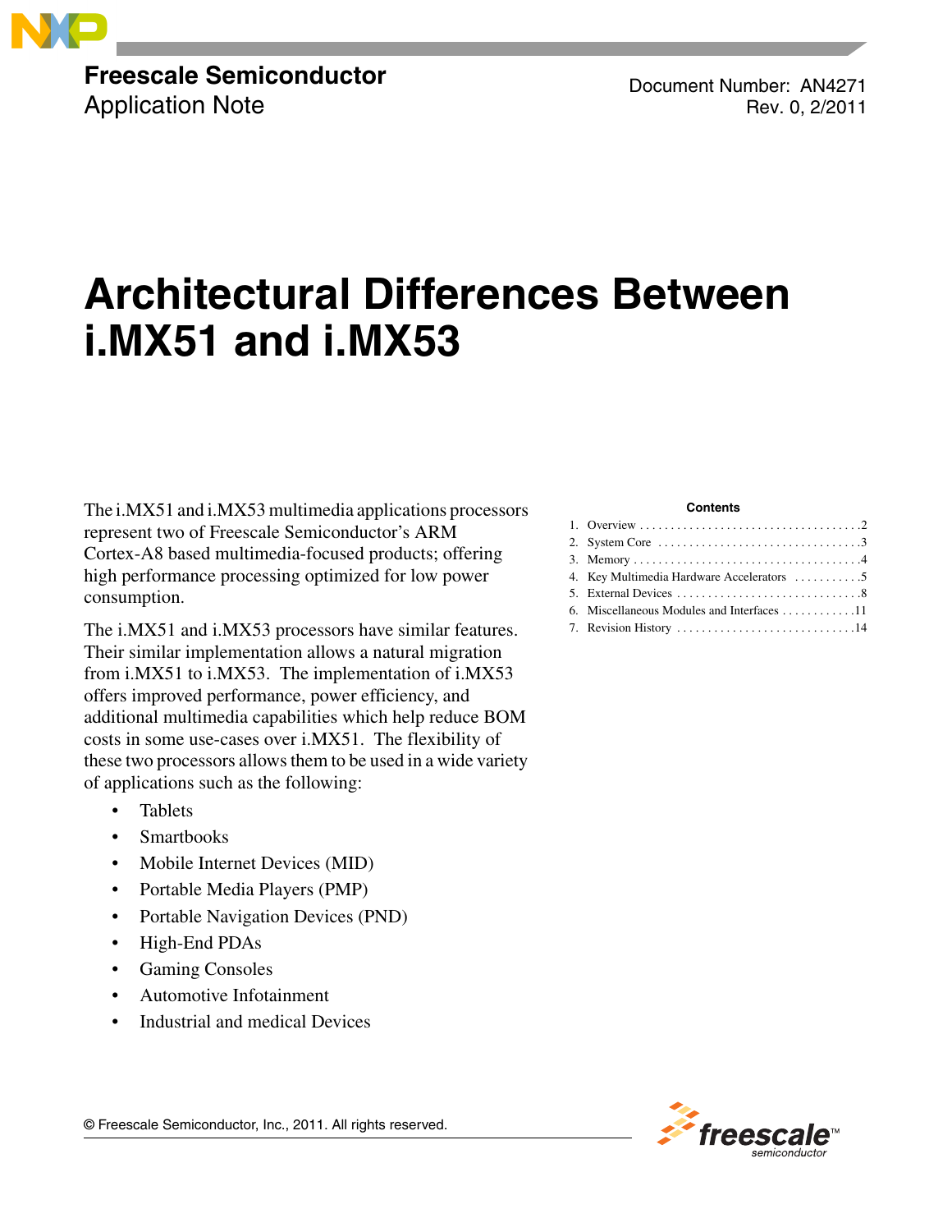Freescale Semiconductor
Application Note

Document Number: AN4271
Rev. 0, 2/2011

# Architectural Differences Between i.MX51 and i.MX53

The i.MX51 and i.MX53 multimedia applications processors represent two of Freescale Semiconductor's ARM Cortex-A8 based multimedia-focused products; offering high performance processing optimized for low power consumption.

The i.MX51 and i.MX53 processors have similar features. Their similar implementation allows a natural migration from i.MX51 to i.MX53. The implementation of i.MX53 offers improved performance, power efficiency, and additional multimedia capabilities which help reduce BOM costs in some use-cases over i.MX51. The flexibility of these two processors allows them to be used in a wide variety of applications such as the following:

- Tablets
- Smartbooks
- Mobile Internet Devices (MID)
- Portable Media Players (PMP)
- Portable Navigation Devices (PND)
- High-End PDAs
- Gaming Consoles
- Automotive Infotainment
- Industrial and medical Devices

**Contents**

1. Overview . . . . . . . . . . . . . . . . . . . . . . . . . . . . . . . . . . . 2
2. System Core . . . . . . . . . . . . . . . . . . . . . . . . . . . . . . . . 3
3. Memory . . . . . . . . . . . . . . . . . . . . . . . . . . . . . . . . . . . . 4
4. Key Multimedia Hardware Accelerators . . . . . . . . . . . 5
5. External Devices . . . . . . . . . . . . . . . . . . . . . . . . . . . . . 8
6. Miscellaneous Modules and Interfaces . . . . . . . . . . . . 11
7. Revision History . . . . . . . . . . . . . . . . . . . . . . . . . . . . . 14

© Freescale Semiconductor, Inc., 2011. All rights reserved.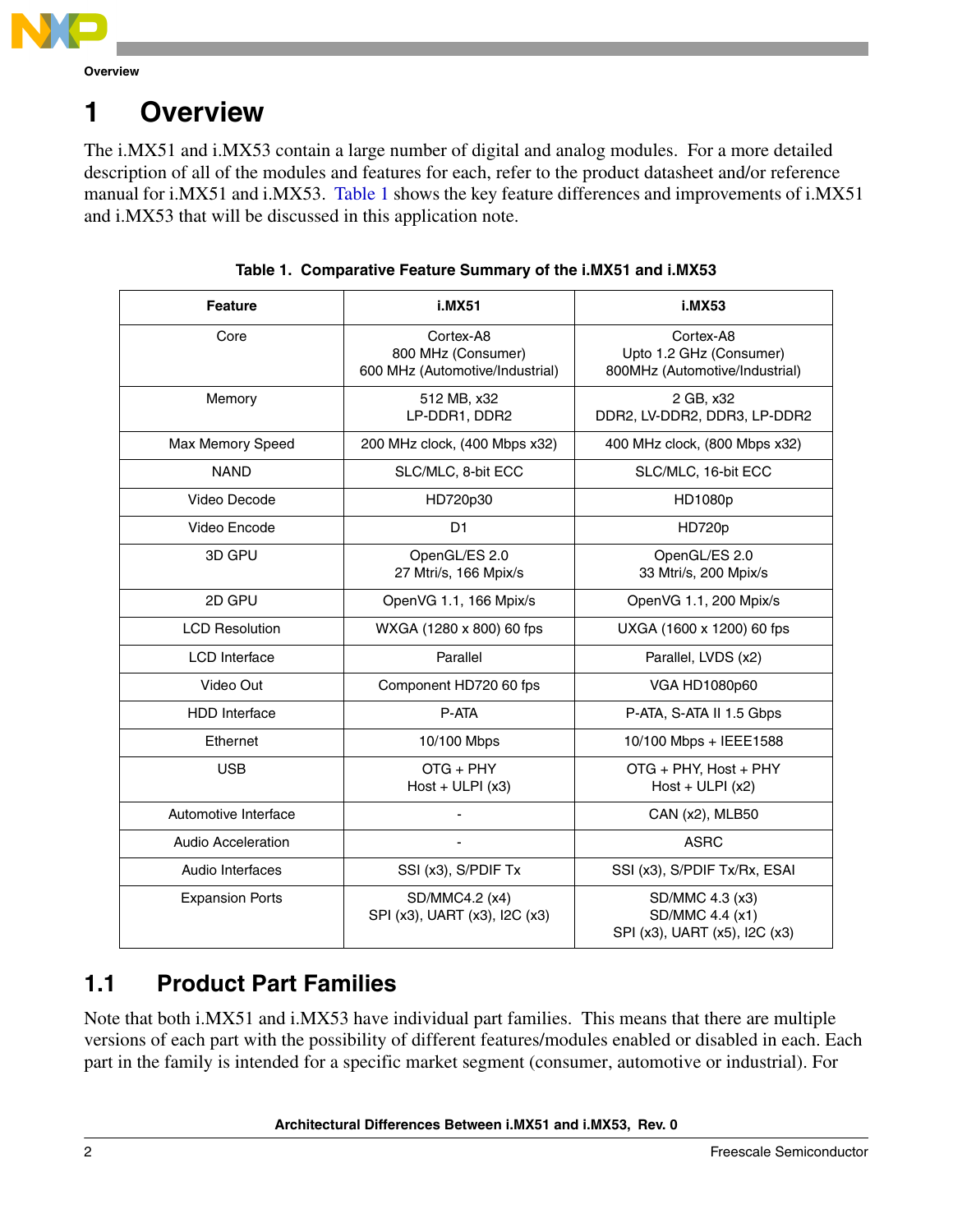# 1 Overview

The i.MX51 and i.MX53 contain a large number of digital and analog modules. For a more detailed description of all of the modules and features for each, refer to the product datasheet and/or reference manual for i.MX51 and i.MX53. Table 1 shows the key feature differences and improvements of i.MX51 and i.MX53 that will be discussed in this application note.

**Table 1. Comparative Feature Summary of the i.MX51 and i.MX53**

| Feature | i.MX51 | i.MX53 |
| --- | --- | --- |
| Core | Cortex-A8<br>800 MHz (Consumer)<br>600 MHz (Automotive/Industrial) | Cortex-A8<br>Upto 1.2 GHz (Consumer)<br>800MHz (Automotive/Industrial) |
| Memory | 512 MB, x32<br>LP-DDR1, DDR2 | 2 GB, x32<br>DDR2, LV-DDR2, DDR3, LP-DDR2 |
| Max Memory Speed | 200 MHz clock, (400 Mbps x32) | 400 MHz clock, (800 Mbps x32) |
| NAND | SLC/MLC, 8-bit ECC | SLC/MLC, 16-bit ECC |
| Video Decode | HD720p30 | HD1080p |
| Video Encode | D1 | HD720p |
| 3D GPU | OpenGL/ES 2.0<br>27 Mtri/s, 166 Mpix/s | OpenGL/ES 2.0<br>33 Mtri/s, 200 Mpix/s |
| 2D GPU | OpenVG 1.1, 166 Mpix/s | OpenVG 1.1, 200 Mpix/s |
| LCD Resolution | WXGA (1280 x 800) 60 fps | UXGA (1600 x 1200) 60 fps |
| LCD Interface | Parallel | Parallel, LVDS (x2) |
| Video Out | Component HD720 60 fps | VGA HD1080p60 |
| HDD Interface | P-ATA | P-ATA, S-ATA II 1.5 Gbps |
| Ethernet | 10/100 Mbps | 10/100 Mbps + IEEE1588 |
| USB | OTG + PHY<br>Host + ULPI (x3) | OTG + PHY, Host + PHY<br>Host + ULPI (x2) |
| Automotive Interface | - | CAN (x2), MLB50 |
| Audio Acceleration | - | ASRC |
| Audio Interfaces | SSI (x3), S/PDIF Tx | SSI (x3), S/PDIF Tx/Rx, ESAI |
| Expansion Ports | SD/MMC4.2 (x4)<br>SPI (x3), UART (x3), I2C (x3) | SD/MMC 4.3 (x3)<br>SD/MMC 4.4 (x1)<br>SPI (x3), UART (x5), I2C (x3) |

## 1.1 Product Part Families

Note that both i.MX51 and i.MX53 have individual part families. This means that there are multiple versions of each part with the possibility of different features/modules enabled or disabled in each. Each part in the family is intended for a specific market segment (consumer, automotive or industrial). For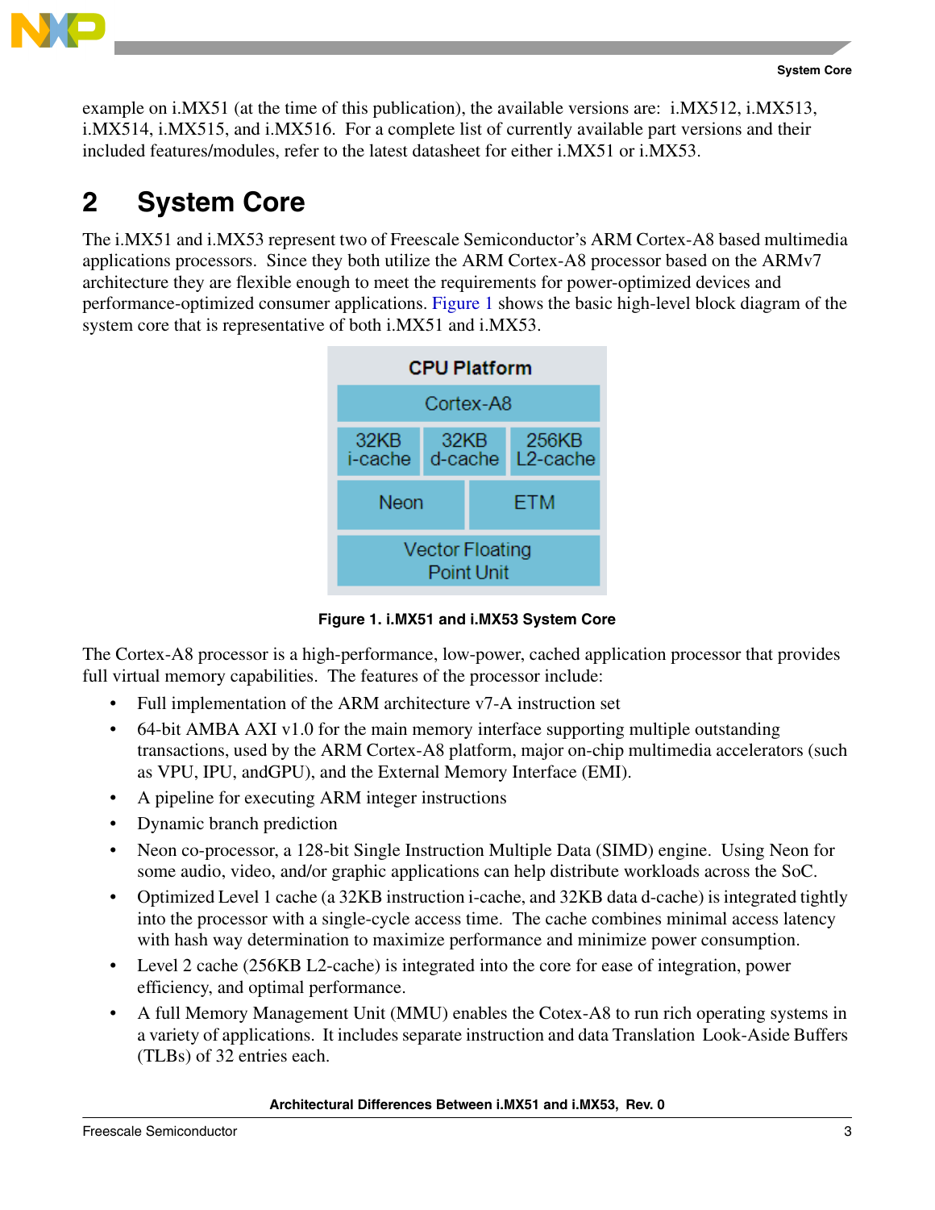example on i.MX51 (at the time of this publication), the available versions are: i.MX512, i.MX513, i.MX514, i.MX515, and i.MX516. For a complete list of currently available part versions and their included features/modules, refer to the latest datasheet for either i.MX51 or i.MX53.

# 2 System Core

The i.MX51 and i.MX53 represent two of Freescale Semiconductor's ARM Cortex-A8 based multimedia applications processors. Since they both utilize the ARM Cortex-A8 processor based on the ARMv7 architecture they are flexible enough to meet the requirements for power-optimized devices and performance-optimized consumer applications. Figure 1 shows the basic high-level block diagram of the system core that is representative of both i.MX51 and i.MX53.

| CPU Platform | | |
|---|---|---|
| Cortex-A8 | | |
| 32KB i-cache | 32KB d-cache | 256KB L2-cache |
| Neon | ETM | |
| Vector Floating Point Unit | | |

**Figure 1. i.MX51 and i.MX53 System Core**

The Cortex-A8 processor is a high-performance, low-power, cached application processor that provides full virtual memory capabilities. The features of the processor include:

- Full implementation of the ARM architecture v7-A instruction set
- 64-bit AMBA AXI v1.0 for the main memory interface supporting multiple outstanding transactions, used by the ARM Cortex-A8 platform, major on-chip multimedia accelerators (such as VPU, IPU, andGPU), and the External Memory Interface (EMI).
- A pipeline for executing ARM integer instructions
- Dynamic branch prediction
- Neon co-processor, a 128-bit Single Instruction Multiple Data (SIMD) engine. Using Neon for some audio, video, and/or graphic applications can help distribute workloads across the SoC.
- Optimized Level 1 cache (a 32KB instruction i-cache, and 32KB data d-cache) is integrated tightly into the processor with a single-cycle access time. The cache combines minimal access latency with hash way determination to maximize performance and minimize power consumption.
- Level 2 cache (256KB L2-cache) is integrated into the core for ease of integration, power efficiency, and optimal performance.
- A full Memory Management Unit (MMU) enables the Cotex-A8 to run rich operating systems in a variety of applications. It includes separate instruction and data Translation Look-Aside Buffers (TLBs) of 32 entries each.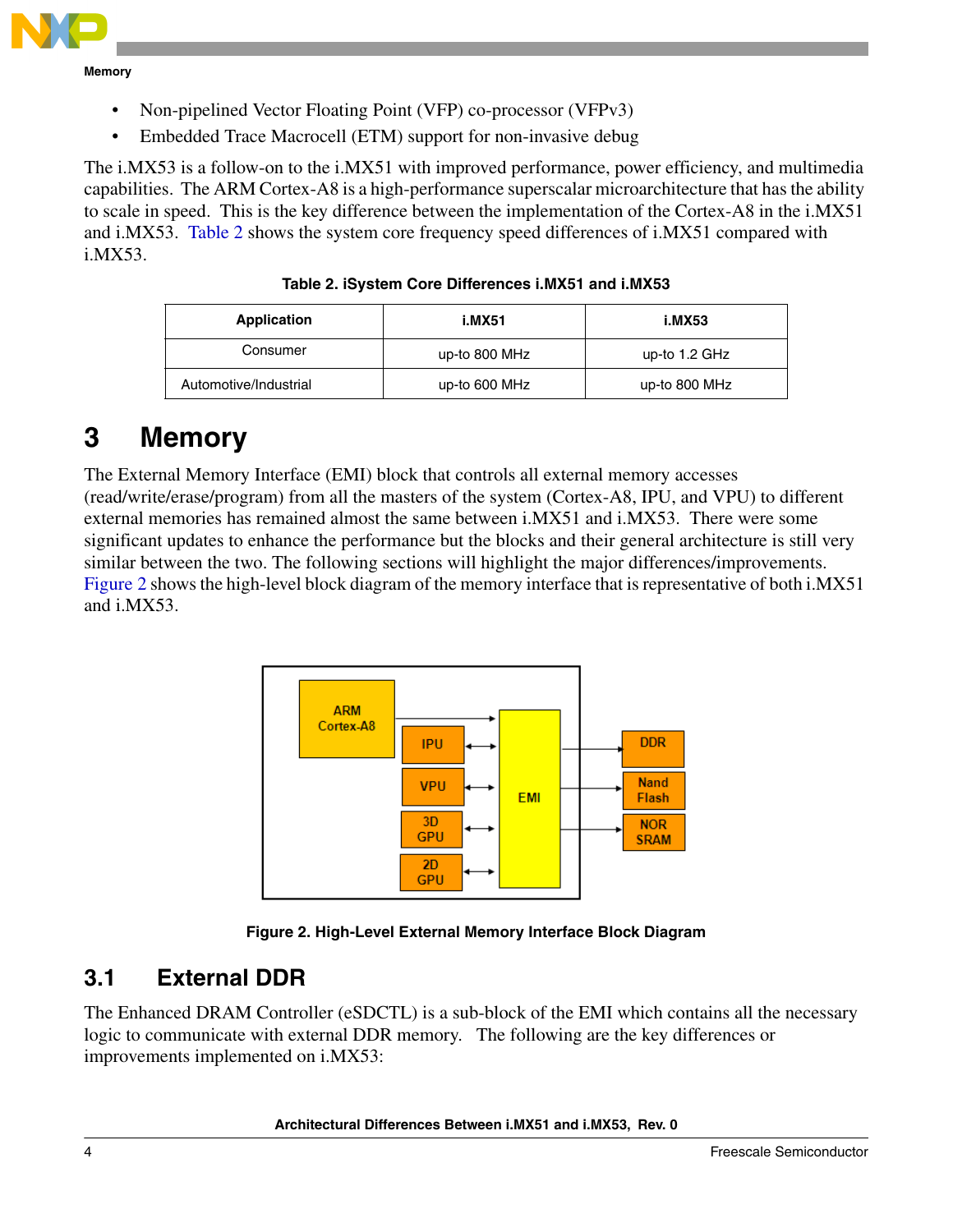- Non-pipelined Vector Floating Point (VFP) co-processor (VFPv3)
- Embedded Trace Macrocell (ETM) support for non-invasive debug

The i.MX53 is a follow-on to the i.MX51 with improved performance, power efficiency, and multimedia capabilities. The ARM Cortex-A8 is a high-performance superscalar microarchitecture that has the ability to scale in speed. This is the key difference between the implementation of the Cortex-A8 in the i.MX51 and i.MX53. Table 2 shows the system core frequency speed differences of i.MX51 compared with i.MX53.

**Table 2. iSystem Core Differences i.MX51 and i.MX53**

| Application | i.MX51 | i.MX53 |
|---|---|---|
| Consumer | up-to 800 MHz | up-to 1.2 GHz |
| Automotive/Industrial | up-to 600 MHz | up-to 800 MHz |

# 3 Memory

The External Memory Interface (EMI) block that controls all external memory accesses (read/write/erase/program) from all the masters of the system (Cortex-A8, IPU, and VPU) to different external memories has remained almost the same between i.MX51 and i.MX53. There were some significant updates to enhance the performance but the blocks and their general architecture is still very similar between the two. The following sections will highlight the major differences/improvements. Figure 2 shows the high-level block diagram of the memory interface that is representative of both i.MX51 and i.MX53.

**Figure 2. High-Level External Memory Interface Block Diagram**

## 3.1 External DDR

The Enhanced DRAM Controller (eSDCTL) is a sub-block of the EMI which contains all the necessary logic to communicate with external DDR memory. The following are the key differences or improvements implemented on i.MX53: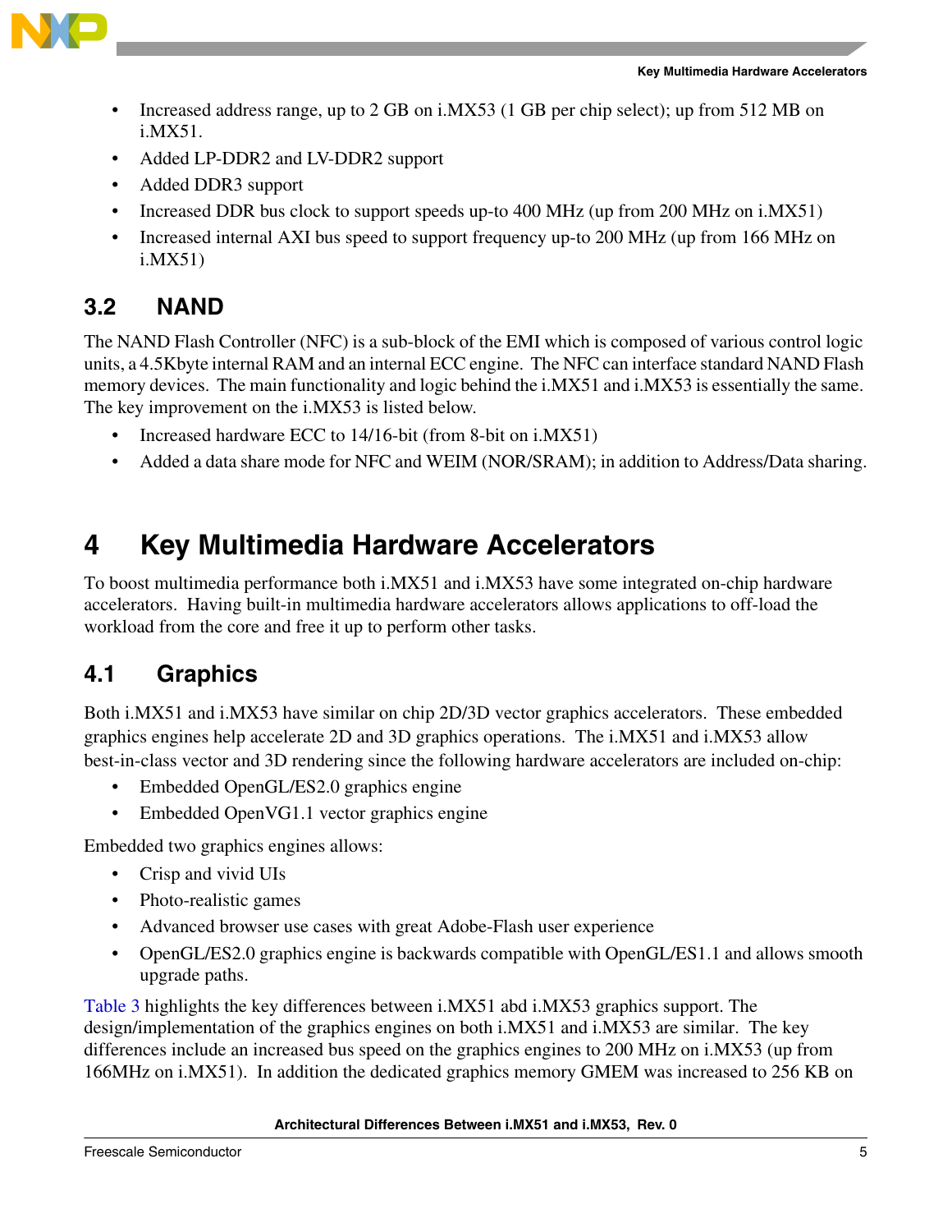- Increased address range, up to 2 GB on i.MX53 (1 GB per chip select); up from 512 MB on i.MX51.
- Added LP-DDR2 and LV-DDR2 support
- Added DDR3 support
- Increased DDR bus clock to support speeds up-to 400 MHz (up from 200 MHz on i.MX51)
- Increased internal AXI bus speed to support frequency up-to 200 MHz (up from 166 MHz on i.MX51)

## 3.2 NAND

The NAND Flash Controller (NFC) is a sub-block of the EMI which is composed of various control logic units, a 4.5Kbyte internal RAM and an internal ECC engine. The NFC can interface standard NAND Flash memory devices. The main functionality and logic behind the i.MX51 and i.MX53 is essentially the same. The key improvement on the i.MX53 is listed below.

- Increased hardware ECC to 14/16-bit (from 8-bit on i.MX51)
- Added a data share mode for NFC and WEIM (NOR/SRAM); in addition to Address/Data sharing.

# 4 Key Multimedia Hardware Accelerators

To boost multimedia performance both i.MX51 and i.MX53 have some integrated on-chip hardware accelerators. Having built-in multimedia hardware accelerators allows applications to off-load the workload from the core and free it up to perform other tasks.

## 4.1 Graphics

Both i.MX51 and i.MX53 have similar on chip 2D/3D vector graphics accelerators. These embedded graphics engines help accelerate 2D and 3D graphics operations. The i.MX51 and i.MX53 allow best-in-class vector and 3D rendering since the following hardware accelerators are included on-chip:

- Embedded OpenGL/ES2.0 graphics engine
- Embedded OpenVG1.1 vector graphics engine

Embedded two graphics engines allows:

- Crisp and vivid UIs
- Photo-realistic games
- Advanced browser use cases with great Adobe-Flash user experience
- OpenGL/ES2.0 graphics engine is backwards compatible with OpenGL/ES1.1 and allows smooth upgrade paths.

Table 3 highlights the key differences between i.MX51 abd i.MX53 graphics support. The design/implementation of the graphics engines on both i.MX51 and i.MX53 are similar. The key differences include an increased bus speed on the graphics engines to 200 MHz on i.MX53 (up from 166MHz on i.MX51). In addition the dedicated graphics memory GMEM was increased to 256 KB on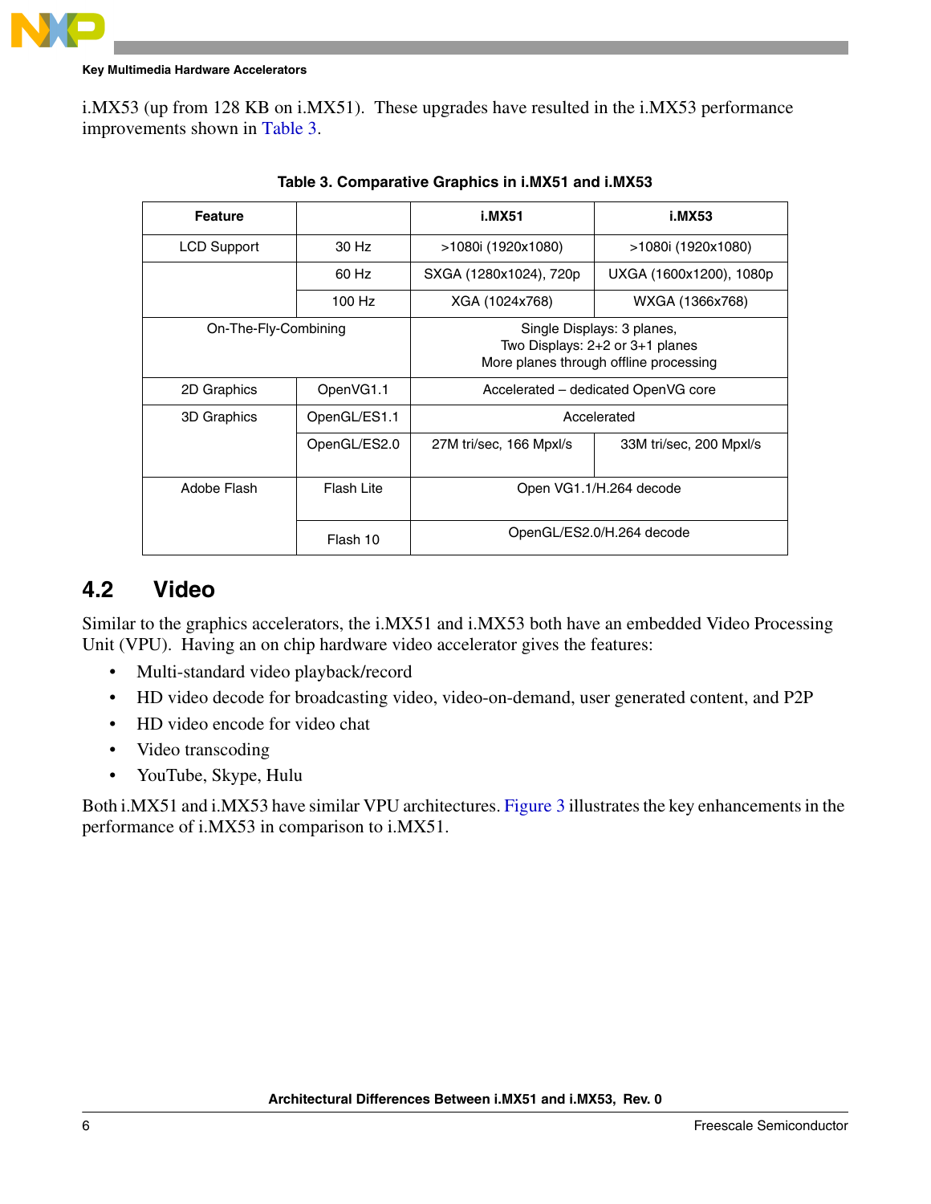i.MX53 (up from 128 KB on i.MX51). These upgrades have resulted in the i.MX53 performance improvements shown in Table 3.

**Table 3. Comparative Graphics in i.MX51 and i.MX53**

| Feature | | i.MX51 | i.MX53 |
|---|---|---|---|
| LCD Support | 30 Hz | >1080i (1920x1080) | >1080i (1920x1080) |
| | 60 Hz | SXGA (1280x1024), 720p | UXGA (1600x1200), 1080p |
| | 100 Hz | XGA (1024x768) | WXGA (1366x768) |
| On-The-Fly-Combining | | Single Displays: 3 planes,<br>Two Displays: 2+2 or 3+1 planes<br>More planes through offline processing | |
| 2D Graphics | OpenVG1.1 | Accelerated – dedicated OpenVG core | |
| 3D Graphics | OpenGL/ES1.1 | Accelerated | |
| | OpenGL/ES2.0 | 27M tri/sec, 166 Mpxl/s | 33M tri/sec, 200 Mpxl/s |
| Adobe Flash | Flash Lite | Open VG1.1/H.264 decode | |
| | Flash 10 | OpenGL/ES2.0/H.264 decode | |

## 4.2 Video

Similar to the graphics accelerators, the i.MX51 and i.MX53 both have an embedded Video Processing Unit (VPU). Having an on chip hardware video accelerator gives the features:

- Multi-standard video playback/record
- HD video decode for broadcasting video, video-on-demand, user generated content, and P2P
- HD video encode for video chat
- Video transcoding
- YouTube, Skype, Hulu

Both i.MX51 and i.MX53 have similar VPU architectures. Figure 3 illustrates the key enhancements in the performance of i.MX53 in comparison to i.MX51.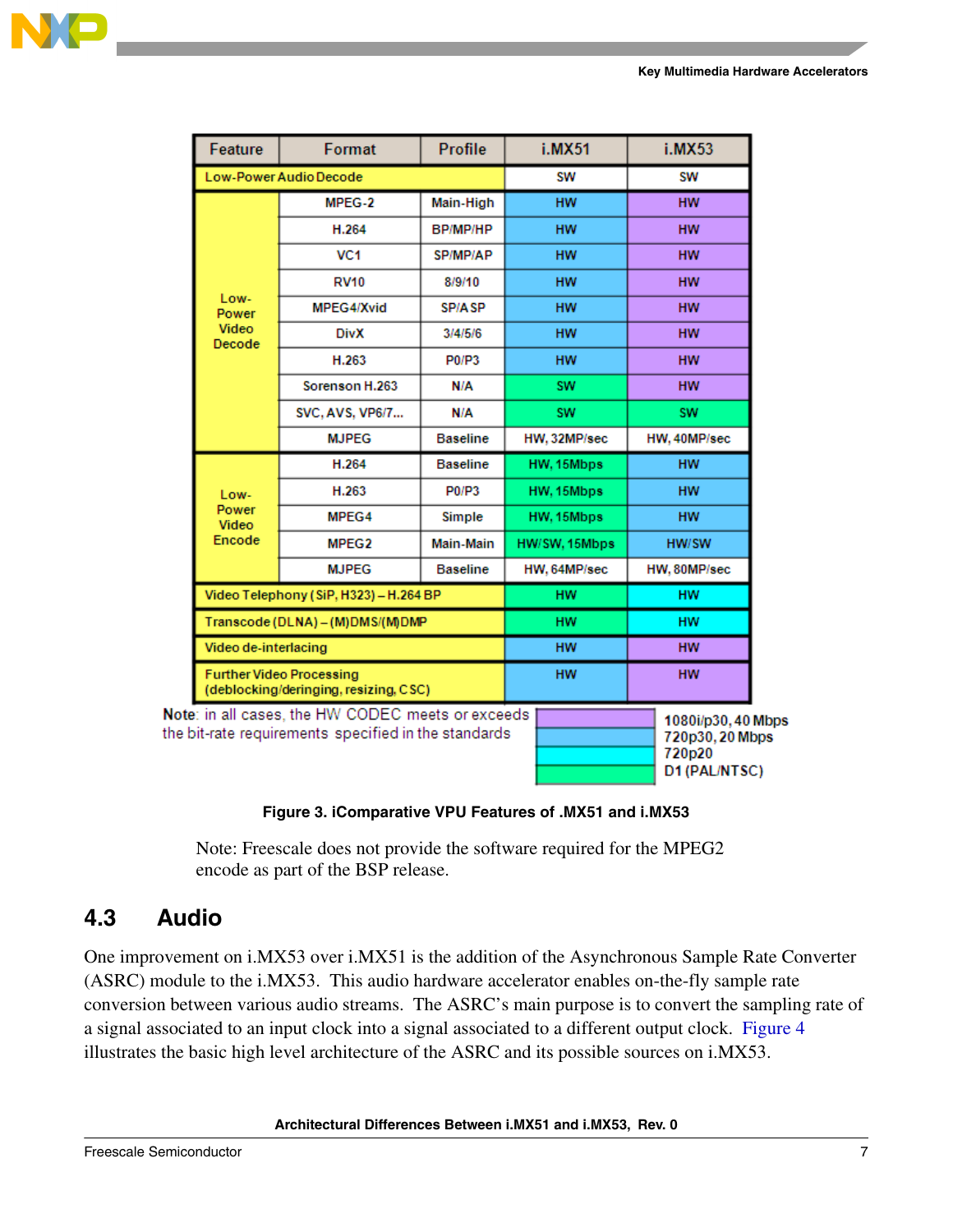| Feature | Format | Profile | i.MX51 | i.MX53 |
|---|---|---|---|---|
| Low-Power Audio Decode | | | SW | SW |
| Low-Power Video Decode | MPEG-2 | Main-High | HW | HW |
| | H.264 | BP/MP/HP | HW | HW |
| | VC1 | SP/MP/AP | HW | HW |
| | RV10 | 8/9/10 | HW | HW |
| | MPEG4/Xvid | SP/ASP | HW | HW |
| | DivX | 3/4/5/6 | HW | HW |
| | H.263 | P0/P3 | HW | HW |
| | Sorenson H.263 | N/A | SW | HW |
| | SVC, AVS, VP6/7... | N/A | SW | SW |
| | MJPEG | Baseline | HW, 32MP/sec | HW, 40MP/sec |
| Low-Power Video Encode | H.264 | Baseline | HW, 15Mbps | HW |
| | H.263 | P0/P3 | HW, 15Mbps | HW |
| | MPEG4 | Simple | HW, 15Mbps | HW |
| | MPEG2 | Main-Main | HW/SW, 15Mbps | HW/SW |
| | MJPEG | Baseline | HW, 64MP/sec | HW, 80MP/sec |
| Video Telephony (SiP, H323) – H.264 BP | | | HW | HW |
| Transcode (DLNA) – (M)DMS/(M)DMP | | | HW | HW |
| Video de-interlacing | | | HW | HW |
| Further Video Processing (deblocking/deringing, resizing, CSC) | | | HW | HW |

**Note**: in all cases, the HW CODEC meets or exceeds the bit-rate requirements specified in the standards

Color legend:
- Purple: 1080i/p30, 40 Mbps
- Blue: 720p30, 20 Mbps
- Cyan: 720p20
- Green: D1 (PAL/NTSC)

**Figure 3. iComparative VPU Features of .MX51 and i.MX53**

Note: Freescale does not provide the software required for the MPEG2 encode as part of the BSP release.

## 4.3 Audio

One improvement on i.MX53 over i.MX51 is the addition of the Asynchronous Sample Rate Converter (ASRC) module to the i.MX53. This audio hardware accelerator enables on-the-fly sample rate conversion between various audio streams. The ASRC's main purpose is to convert the sampling rate of a signal associated to an input clock into a signal associated to a different output clock. Figure 4 illustrates the basic high level architecture of the ASRC and its possible sources on i.MX53.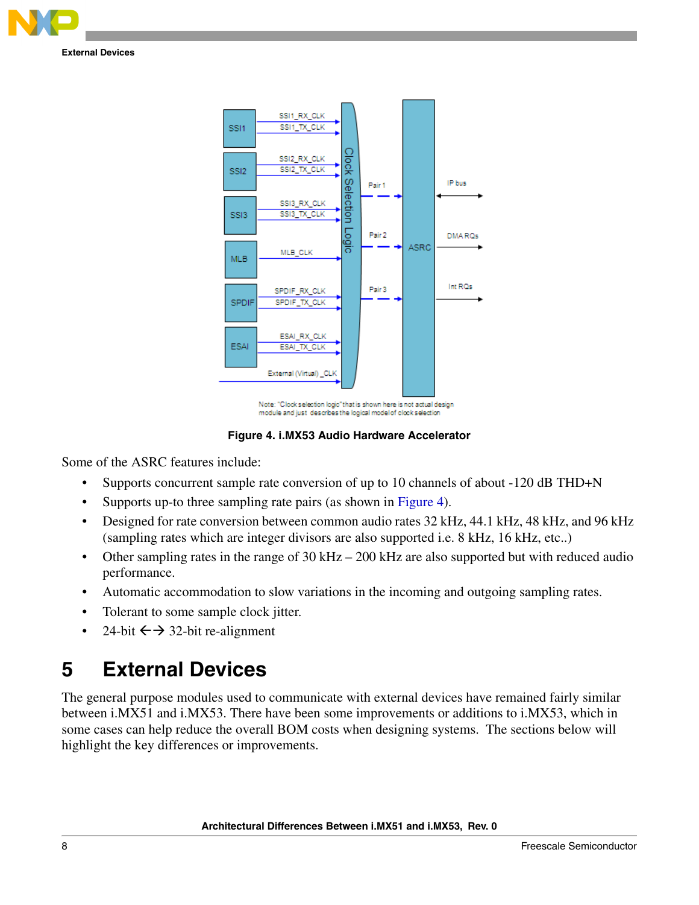Figure 4. i.MX53 Audio Hardware Accelerator

Some of the ASRC features include:

- Supports concurrent sample rate conversion of up to 10 channels of about -120 dB THD+N
- Supports up-to three sampling rate pairs (as shown in Figure 4).
- Designed for rate conversion between common audio rates 32 kHz, 44.1 kHz, 48 kHz, and 96 kHz (sampling rates which are integer divisors are also supported i.e. 8 kHz, 16 kHz, etc..)
- Other sampling rates in the range of 30 kHz – 200 kHz are also supported but with reduced audio performance.
- Automatic accommodation to slow variations in the incoming and outgoing sampling rates.
- Tolerant to some sample clock jitter.
- 24-bit ←→ 32-bit re-alignment

# 5 External Devices

The general purpose modules used to communicate with external devices have remained fairly similar between i.MX51 and i.MX53. There have been some improvements or additions to i.MX53, which in some cases can help reduce the overall BOM costs when designing systems. The sections below will highlight the key differences or improvements.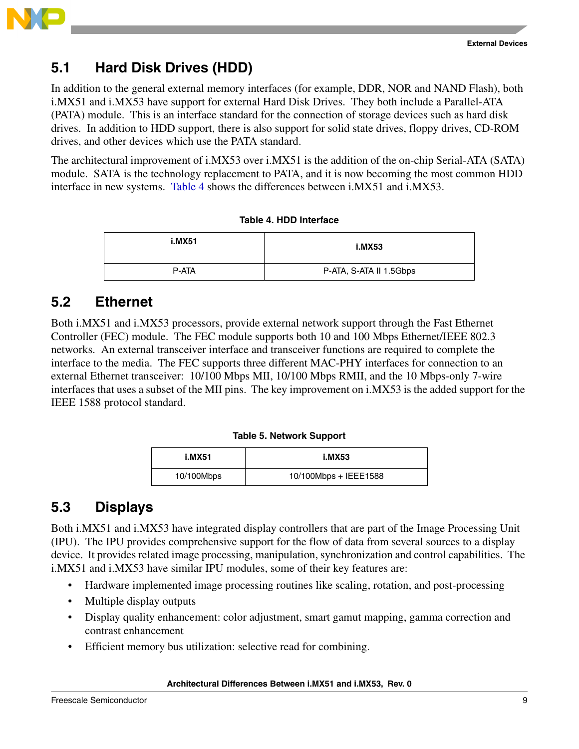## 5.1 Hard Disk Drives (HDD)

In addition to the general external memory interfaces (for example, DDR, NOR and NAND Flash), both i.MX51 and i.MX53 have support for external Hard Disk Drives. They both include a Parallel-ATA (PATA) module. This is an interface standard for the connection of storage devices such as hard disk drives. In addition to HDD support, there is also support for solid state drives, floppy drives, CD-ROM drives, and other devices which use the PATA standard.

The architectural improvement of i.MX53 over i.MX51 is the addition of the on-chip Serial-ATA (SATA) module. SATA is the technology replacement to PATA, and it is now becoming the most common HDD interface in new systems. Table 4 shows the differences between i.MX51 and i.MX53.

**Table 4. HDD Interface**

| i.MX51 | i.MX53 |
|---|---|
| P-ATA | P-ATA, S-ATA II 1.5Gbps |

## 5.2 Ethernet

Both i.MX51 and i.MX53 processors, provide external network support through the Fast Ethernet Controller (FEC) module. The FEC module supports both 10 and 100 Mbps Ethernet/IEEE 802.3 networks. An external transceiver interface and transceiver functions are required to complete the interface to the media. The FEC supports three different MAC-PHY interfaces for connection to an external Ethernet transceiver: 10/100 Mbps MII, 10/100 Mbps RMII, and the 10 Mbps-only 7-wire interfaces that uses a subset of the MII pins. The key improvement on i.MX53 is the added support for the IEEE 1588 protocol standard.

**Table 5. Network Support**

| i.MX51 | i.MX53 |
|---|---|
| 10/100Mbps | 10/100Mbps + IEEE1588 |

## 5.3 Displays

Both i.MX51 and i.MX53 have integrated display controllers that are part of the Image Processing Unit (IPU). The IPU provides comprehensive support for the flow of data from several sources to a display device. It provides related image processing, manipulation, synchronization and control capabilities. The i.MX51 and i.MX53 have similar IPU modules, some of their key features are:

- Hardware implemented image processing routines like scaling, rotation, and post-processing
- Multiple display outputs
- Display quality enhancement: color adjustment, smart gamut mapping, gamma correction and contrast enhancement
- Efficient memory bus utilization: selective read for combining.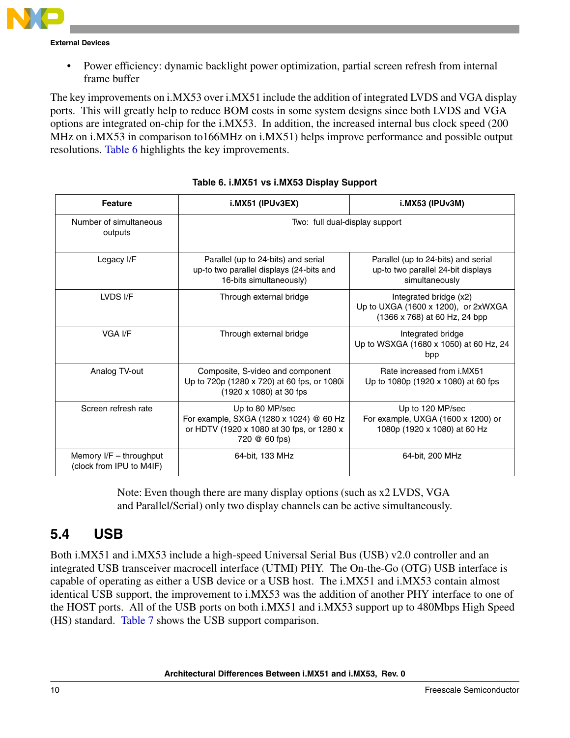- Power efficiency: dynamic backlight power optimization, partial screen refresh from internal frame buffer

The key improvements on i.MX53 over i.MX51 include the addition of integrated LVDS and VGA display ports. This will greatly help to reduce BOM costs in some system designs since both LVDS and VGA options are integrated on-chip for the i.MX53. In addition, the increased internal bus clock speed (200 MHz on i.MX53 in comparison to166MHz on i.MX51) helps improve performance and possible output resolutions. Table 6 highlights the key improvements.

**Table 6. i.MX51 vs i.MX53 Display Support**

| Feature | i.MX51 (IPUv3EX) | i.MX53 (IPUv3M) |
|---|---|---|
| Number of simultaneous outputs | Two: full dual-display support | |
| Legacy I/F | Parallel (up to 24-bits) and serial up-to two parallel displays (24-bits and 16-bits simultaneously) | Parallel (up to 24-bits) and serial up-to two parallel 24-bit displays simultaneously |
| LVDS I/F | Through external bridge | Integrated bridge (x2) Up to UXGA (1600 x 1200), or 2xWXGA (1366 x 768) at 60 Hz, 24 bpp |
| VGA I/F | Through external bridge | Integrated bridge Up to WSXGA (1680 x 1050) at 60 Hz, 24 bpp |
| Analog TV-out | Composite, S-video and component Up to 720p (1280 x 720) at 60 fps, or 1080i (1920 x 1080) at 30 fps | Rate increased from i.MX51 Up to 1080p (1920 x 1080) at 60 fps |
| Screen refresh rate | Up to 80 MP/sec For example, SXGA (1280 x 1024) @ 60 Hz or HDTV (1920 x 1080 at 30 fps, or 1280 x 720 @ 60 fps) | Up to 120 MP/sec For example, UXGA (1600 x 1200) or 1080p (1920 x 1080) at 60 Hz |
| Memory I/F – throughput (clock from IPU to M4IF) | 64-bit, 133 MHz | 64-bit, 200 MHz |

Note: Even though there are many display options (such as x2 LVDS, VGA and Parallel/Serial) only two display channels can be active simultaneously.

## 5.4 USB

Both i.MX51 and i.MX53 include a high-speed Universal Serial Bus (USB) v2.0 controller and an integrated USB transceiver macrocell interface (UTMI) PHY. The On-the-Go (OTG) USB interface is capable of operating as either a USB device or a USB host. The i.MX51 and i.MX53 contain almost identical USB support, the improvement to i.MX53 was the addition of another PHY interface to one of the HOST ports. All of the USB ports on both i.MX51 and i.MX53 support up to 480Mbps High Speed (HS) standard. Table 7 shows the USB support comparison.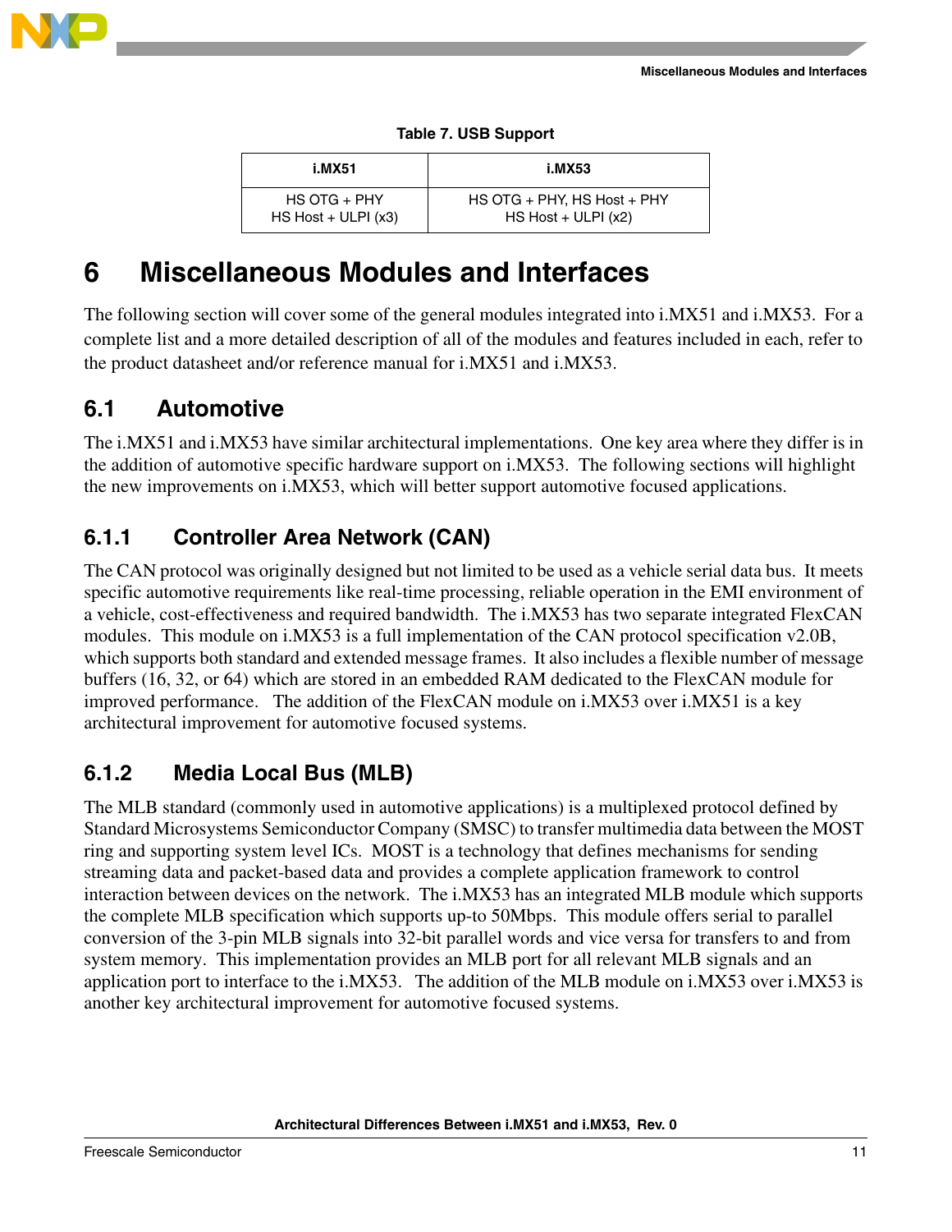**Table 7. USB Support**

| i.MX51 | i.MX53 |
|---|---|
| HS OTG + PHY<br>HS Host + ULPI (x3) | HS OTG + PHY, HS Host + PHY<br>HS Host + ULPI (x2) |

# 6 Miscellaneous Modules and Interfaces

The following section will cover some of the general modules integrated into i.MX51 and i.MX53. For a complete list and a more detailed description of all of the modules and features included in each, refer to the product datasheet and/or reference manual for i.MX51 and i.MX53.

## 6.1 Automotive

The i.MX51 and i.MX53 have similar architectural implementations. One key area where they differ is in the addition of automotive specific hardware support on i.MX53. The following sections will highlight the new improvements on i.MX53, which will better support automotive focused applications.

### 6.1.1 Controller Area Network (CAN)

The CAN protocol was originally designed but not limited to be used as a vehicle serial data bus. It meets specific automotive requirements like real-time processing, reliable operation in the EMI environment of a vehicle, cost-effectiveness and required bandwidth. The i.MX53 has two separate integrated FlexCAN modules. This module on i.MX53 is a full implementation of the CAN protocol specification v2.0B, which supports both standard and extended message frames. It also includes a flexible number of message buffers (16, 32, or 64) which are stored in an embedded RAM dedicated to the FlexCAN module for improved performance. The addition of the FlexCAN module on i.MX53 over i.MX51 is a key architectural improvement for automotive focused systems.

### 6.1.2 Media Local Bus (MLB)

The MLB standard (commonly used in automotive applications) is a multiplexed protocol defined by Standard Microsystems Semiconductor Company (SMSC) to transfer multimedia data between the MOST ring and supporting system level ICs. MOST is a technology that defines mechanisms for sending streaming data and packet-based data and provides a complete application framework to control interaction between devices on the network. The i.MX53 has an integrated MLB module which supports the complete MLB specification which supports up-to 50Mbps. This module offers serial to parallel conversion of the 3-pin MLB signals into 32-bit parallel words and vice versa for transfers to and from system memory. This implementation provides an MLB port for all relevant MLB signals and an application port to interface to the i.MX53. The addition of the MLB module on i.MX53 over i.MX53 is another key architectural improvement for automotive focused systems.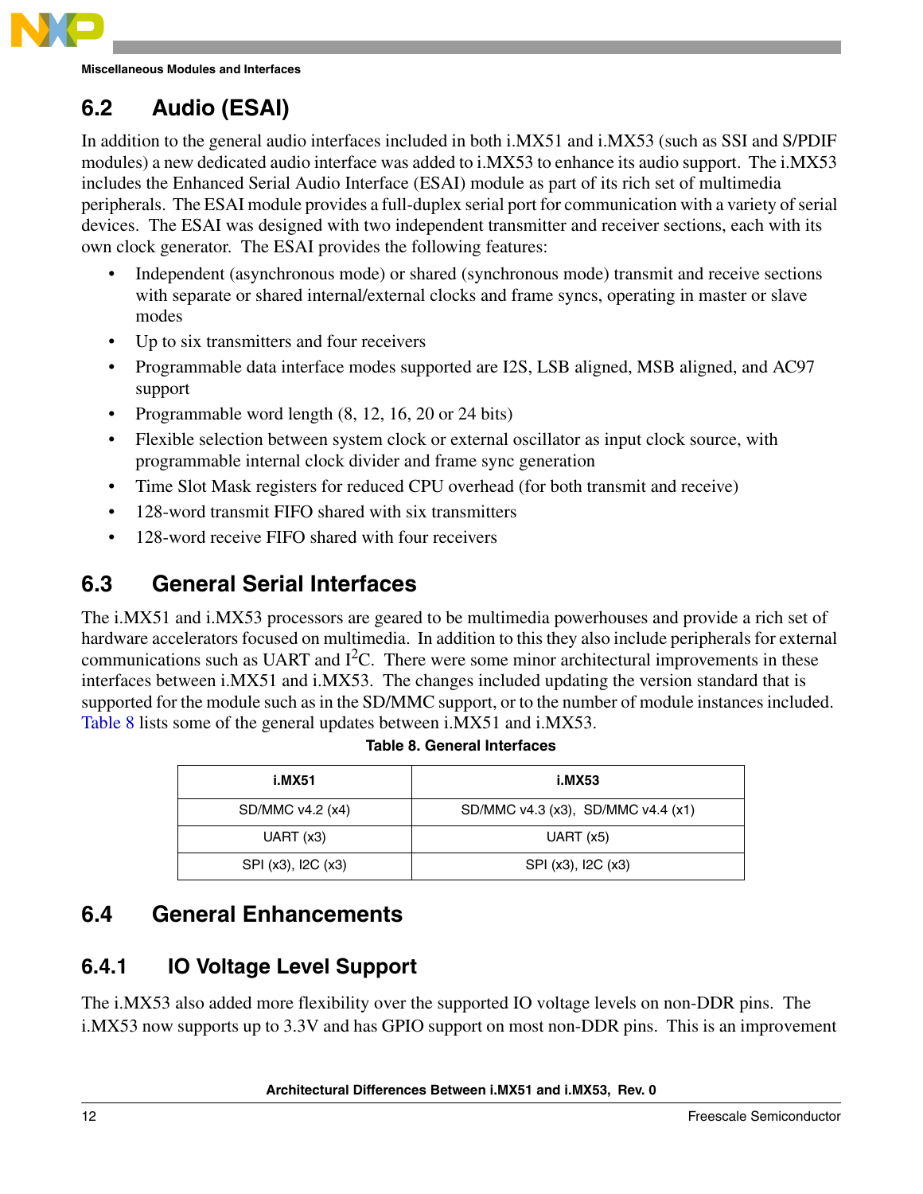## 6.2 Audio (ESAI)

In addition to the general audio interfaces included in both i.MX51 and i.MX53 (such as SSI and S/PDIF modules) a new dedicated audio interface was added to i.MX53 to enhance its audio support. The i.MX53 includes the Enhanced Serial Audio Interface (ESAI) module as part of its rich set of multimedia peripherals. The ESAI module provides a full-duplex serial port for communication with a variety of serial devices. The ESAI was designed with two independent transmitter and receiver sections, each with its own clock generator. The ESAI provides the following features:

- Independent (asynchronous mode) or shared (synchronous mode) transmit and receive sections with separate or shared internal/external clocks and frame syncs, operating in master or slave modes
- Up to six transmitters and four receivers
- Programmable data interface modes supported are I2S, LSB aligned, MSB aligned, and AC97 support
- Programmable word length (8, 12, 16, 20 or 24 bits)
- Flexible selection between system clock or external oscillator as input clock source, with programmable internal clock divider and frame sync generation
- Time Slot Mask registers for reduced CPU overhead (for both transmit and receive)
- 128-word transmit FIFO shared with six transmitters
- 128-word receive FIFO shared with four receivers

## 6.3 General Serial Interfaces

The i.MX51 and i.MX53 processors are geared to be multimedia powerhouses and provide a rich set of hardware accelerators focused on multimedia. In addition to this they also include peripherals for external communications such as UART and $I^2C$. There were some minor architectural improvements in these interfaces between i.MX51 and i.MX53. The changes included updating the version standard that is supported for the module such as in the SD/MMC support, or to the number of module instances included. Table 8 lists some of the general updates between i.MX51 and i.MX53.

**Table 8. General Interfaces**

| i.MX51 | i.MX53 |
|---|---|
| SD/MMC v4.2 (x4) | SD/MMC v4.3 (x3), SD/MMC v4.4 (x1) |
| UART (x3) | UART (x5) |
| SPI (x3), I2C (x3) | SPI (x3), I2C (x3) |

## 6.4 General Enhancements

### 6.4.1 IO Voltage Level Support

The i.MX53 also added more flexibility over the supported IO voltage levels on non-DDR pins. The i.MX53 now supports up to 3.3V and has GPIO support on most non-DDR pins. This is an improvement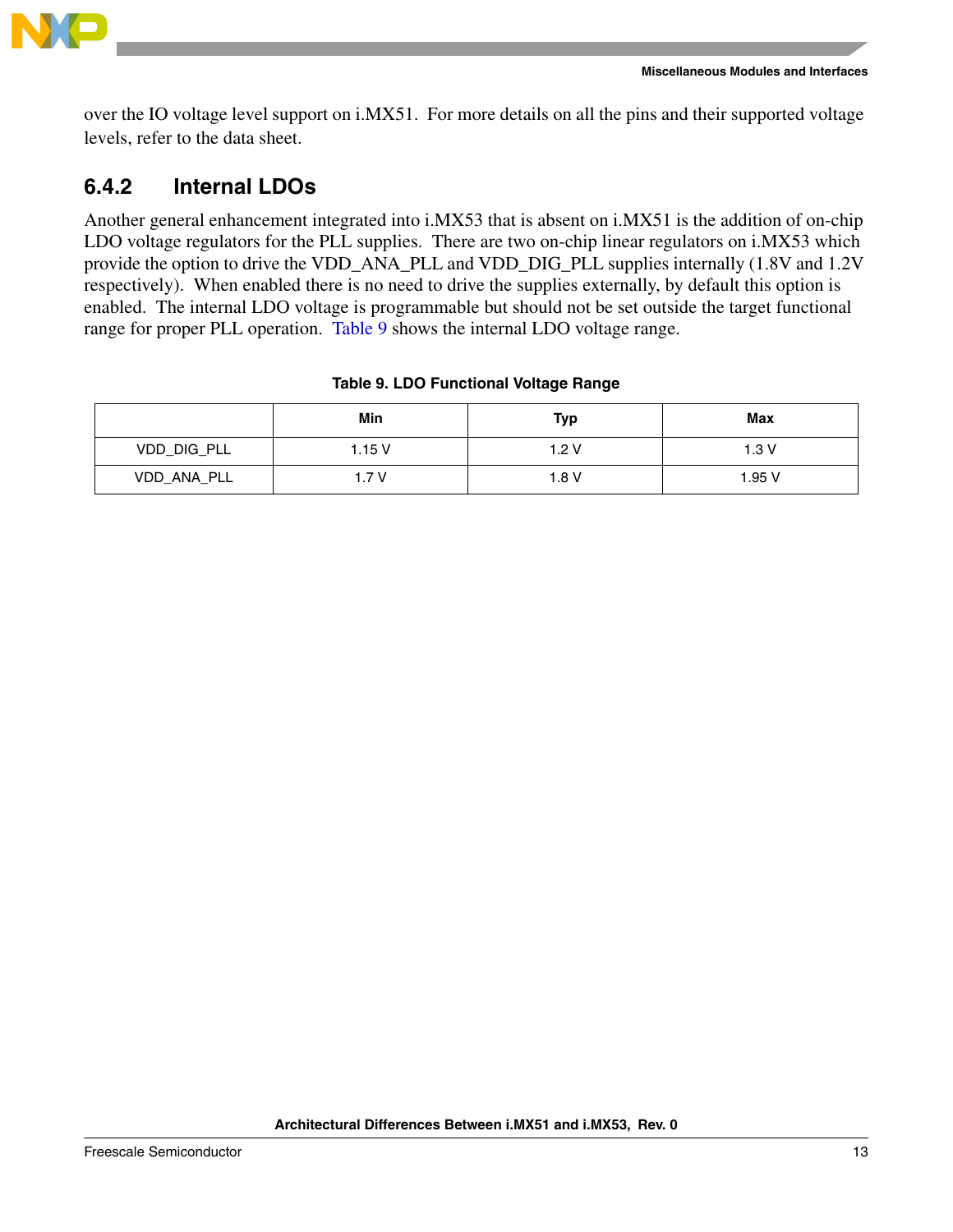over the IO voltage level support on i.MX51. For more details on all the pins and their supported voltage levels, refer to the data sheet.

### 6.4.2 Internal LDOs

Another general enhancement integrated into i.MX53 that is absent on i.MX51 is the addition of on-chip LDO voltage regulators for the PLL supplies. There are two on-chip linear regulators on i.MX53 which provide the option to drive the VDD_ANA_PLL and VDD_DIG_PLL supplies internally (1.8V and 1.2V respectively). When enabled there is no need to drive the supplies externally, by default this option is enabled. The internal LDO voltage is programmable but should not be set outside the target functional range for proper PLL operation. Table 9 shows the internal LDO voltage range.

**Table 9. LDO Functional Voltage Range**

| | Min | Typ | Max |
|---|---|---|---|
| VDD_DIG_PLL | 1.15 V | 1.2 V | 1.3 V |
| VDD_ANA_PLL | 1.7 V | 1.8 V | 1.95 V |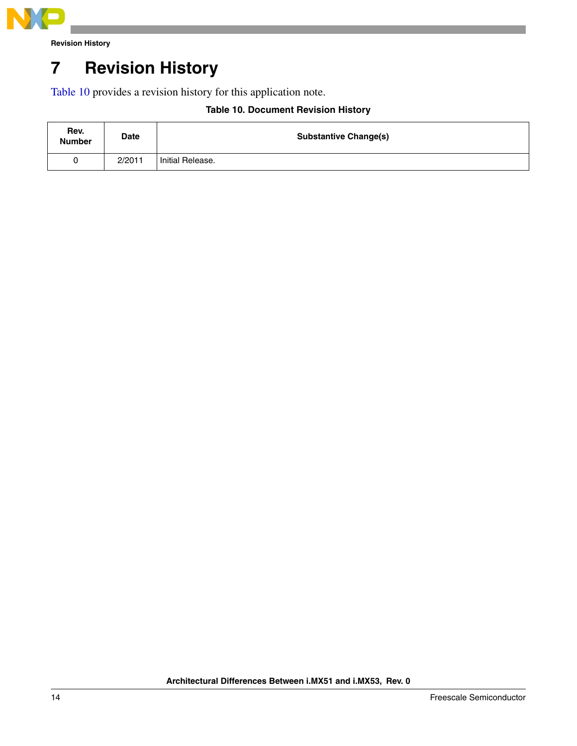# 7 Revision History

Table 10 provides a revision history for this application note.

**Table 10. Document Revision History**

| Rev. Number | Date | Substantive Change(s) |
|---|---|---|
| 0 | 2/2011 | Initial Release. |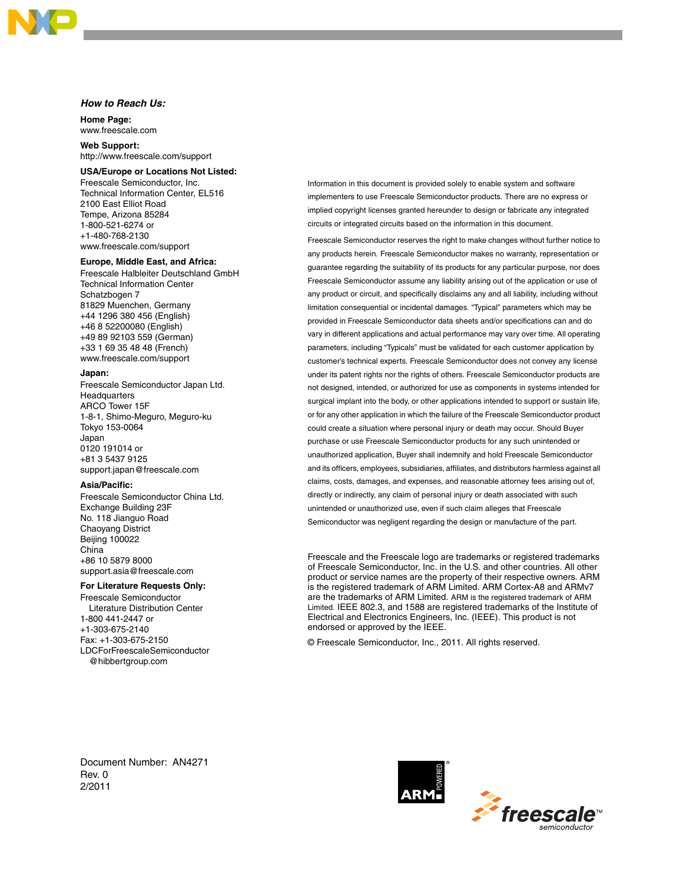***How to Reach Us:***

**Home Page:**
www.freescale.com

**Web Support:**
http://www.freescale.com/support

**USA/Europe or Locations Not Listed:**
Freescale Semiconductor, Inc.
Technical Information Center, EL516
2100 East Elliot Road
Tempe, Arizona 85284
1-800-521-6274 or
+1-480-768-2130
www.freescale.com/support

**Europe, Middle East, and Africa:**
Freescale Halbleiter Deutschland GmbH
Technical Information Center
Schatzbogen 7
81829 Muenchen, Germany
+44 1296 380 456 (English)
+46 8 52200080 (English)
+49 89 92103 559 (German)
+33 1 69 35 48 48 (French)
www.freescale.com/support

**Japan:**
Freescale Semiconductor Japan Ltd.
Headquarters
ARCO Tower 15F
1-8-1, Shimo-Meguro, Meguro-ku
Tokyo 153-0064
Japan
0120 191014 or
+81 3 5437 9125
support.japan@freescale.com

**Asia/Pacific:**
Freescale Semiconductor China Ltd.
Exchange Building 23F
No. 118 Jianguo Road
Chaoyang District
Beijing 100022
China
+86 10 5879 8000
support.asia@freescale.com

**For Literature Requests Only:**
Freescale Semiconductor
Literature Distribution Center
1-800 441-2447 or
+1-303-675-2140
Fax: +1-303-675-2150
LDCForFreescaleSemiconductor
@hibbertgroup.com

Information in this document is provided solely to enable system and software implementers to use Freescale Semiconductor products. There are no express or implied copyright licenses granted hereunder to design or fabricate any integrated circuits or integrated circuits based on the information in this document.

Freescale Semiconductor reserves the right to make changes without further notice to any products herein. Freescale Semiconductor makes no warranty, representation or guarantee regarding the suitability of its products for any particular purpose, nor does Freescale Semiconductor assume any liability arising out of the application or use of any product or circuit, and specifically disclaims any and all liability, including without limitation consequential or incidental damages. "Typical" parameters which may be provided in Freescale Semiconductor data sheets and/or specifications can and do vary in different applications and actual performance may vary over time. All operating parameters, including "Typicals" must be validated for each customer application by customer's technical experts. Freescale Semiconductor does not convey any license under its patent rights nor the rights of others. Freescale Semiconductor products are not designed, intended, or authorized for use as components in systems intended for surgical implant into the body, or other applications intended to support or sustain life, or for any other application in which the failure of the Freescale Semiconductor product could create a situation where personal injury or death may occur. Should Buyer purchase or use Freescale Semiconductor products for any such unintended or unauthorized application, Buyer shall indemnify and hold Freescale Semiconductor and its officers, employees, subsidiaries, affiliates, and distributors harmless against all claims, costs, damages, and expenses, and reasonable attorney fees arising out of, directly or indirectly, any claim of personal injury or death associated with such unintended or unauthorized use, even if such claim alleges that Freescale Semiconductor was negligent regarding the design or manufacture of the part.

Freescale and the Freescale logo are trademarks or registered trademarks of Freescale Semiconductor, Inc. in the U.S. and other countries. All other product or service names are the property of their respective owners. ARM is the registered trademark of ARM Limited. ARM Cortex-A8 and ARMv7 are the trademarks of ARM Limited. ARM is the registered trademark of ARM Limited. IEEE 802.3, and 1588 are registered trademarks of the Institute of Electrical and Electronics Engineers, Inc. (IEEE). This product is not endorsed or approved by the IEEE.

© Freescale Semiconductor, Inc., 2011. All rights reserved.

Document Number: AN4271
Rev. 0
2/2011